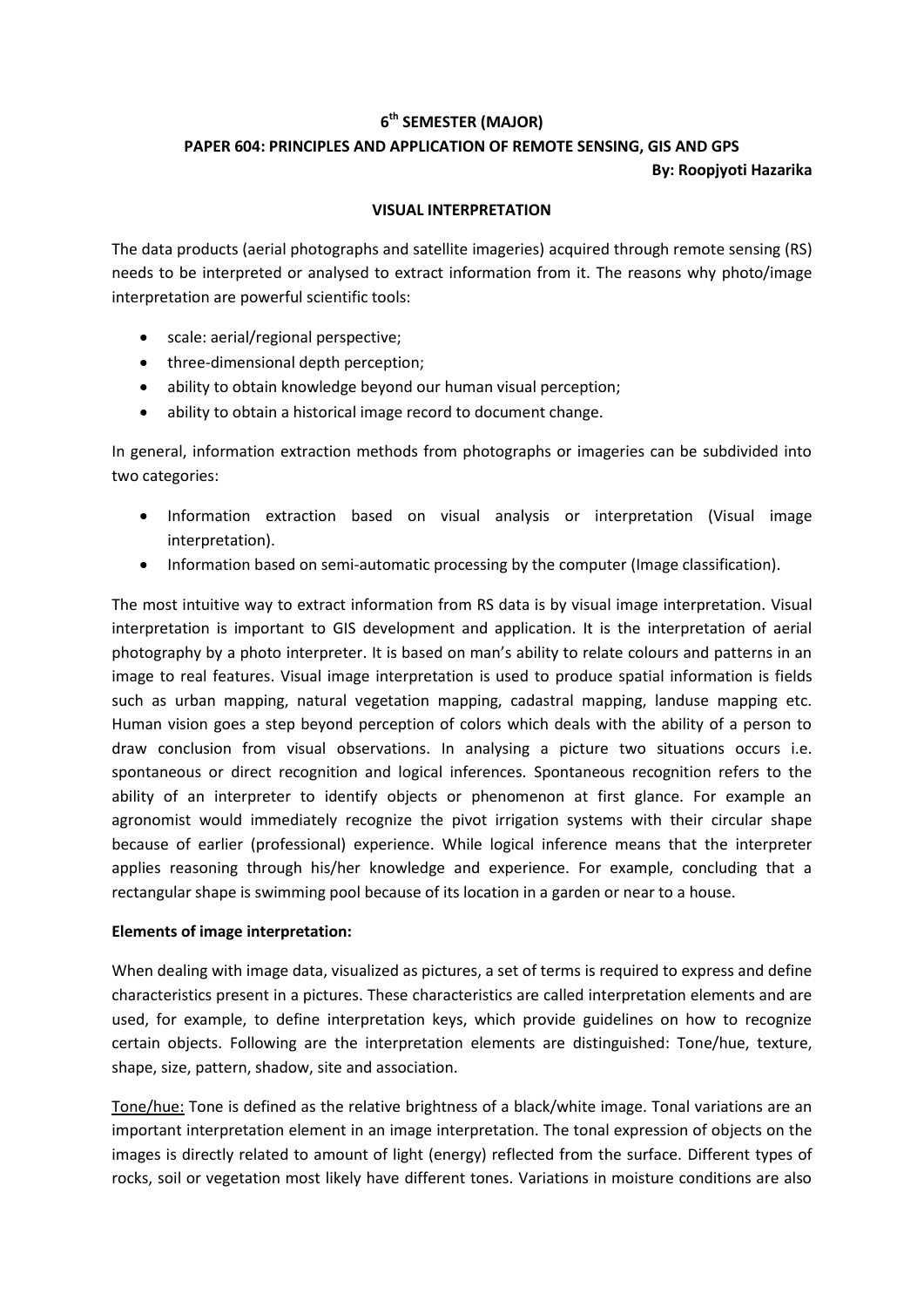**6th SEMESTER (MAJOR)**

**PAPER 604: PRINCIPLES AND APPLICATION OF REMOTE SENSING, GIS AND GPS**

**By: Roopjyoti Hazarika**

## VISUAL INTERPRETATION

The data products (aerial photographs and satellite imageries) acquired through remote sensing (RS) needs to be interpreted or analysed to extract information from it. The reasons why photo/image interpretation are powerful scientific tools:

- scale: aerial/regional perspective;
- three-dimensional depth perception;
- ability to obtain knowledge beyond our human visual perception;
- ability to obtain a historical image record to document change.

In general, information extraction methods from photographs or imageries can be subdivided into two categories:

- Information extraction based on visual analysis or interpretation (Visual image interpretation).
- Information based on semi-automatic processing by the computer (Image classification).

The most intuitive way to extract information from RS data is by visual image interpretation. Visual interpretation is important to GIS development and application. It is the interpretation of aerial photography by a photo interpreter. It is based on man's ability to relate colours and patterns in an image to real features. Visual image interpretation is used to produce spatial information is fields such as urban mapping, natural vegetation mapping, cadastral mapping, landuse mapping etc. Human vision goes a step beyond perception of colors which deals with the ability of a person to draw conclusion from visual observations. In analysing a picture two situations occurs i.e. spontaneous or direct recognition and logical inferences. Spontaneous recognition refers to the ability of an interpreter to identify objects or phenomenon at first glance. For example an agronomist would immediately recognize the pivot irrigation systems with their circular shape because of earlier (professional) experience. While logical inference means that the interpreter applies reasoning through his/her knowledge and experience. For example, concluding that a rectangular shape is swimming pool because of its location in a garden or near to a house.

### Elements of image interpretation:

When dealing with image data, visualized as pictures, a set of terms is required to express and define characteristics present in a pictures. These characteristics are called interpretation elements and are used, for example, to define interpretation keys, which provide guidelines on how to recognize certain objects. Following are the interpretation elements are distinguished: Tone/hue, texture, shape, size, pattern, shadow, site and association.

<u>Tone/hue:</u> Tone is defined as the relative brightness of a black/white image. Tonal variations are an important interpretation element in an image interpretation. The tonal expression of objects on the images is directly related to amount of light (energy) reflected from the surface. Different types of rocks, soil or vegetation most likely have different tones. Variations in moisture conditions are also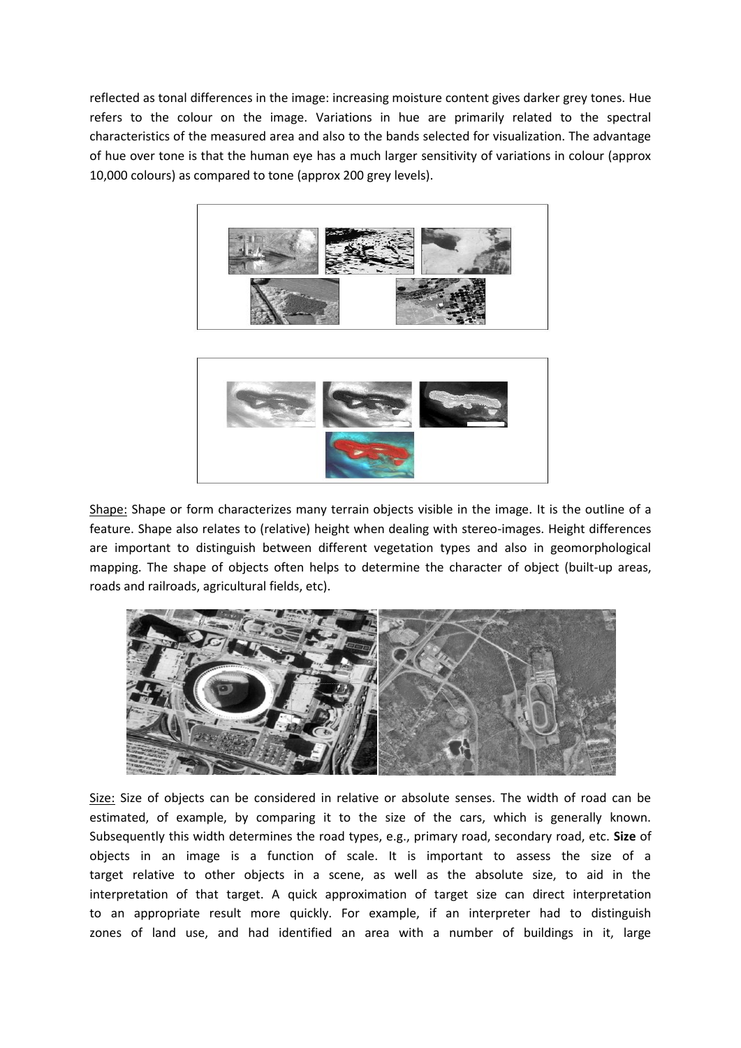reflected as tonal differences in the image: increasing moisture content gives darker grey tones. Hue refers to the colour on the image. Variations in hue are primarily related to the spectral characteristics of the measured area and also to the bands selected for visualization. The advantage of hue over tone is that the human eye has a much larger sensitivity of variations in colour (approx 10,000 colours) as compared to tone (approx 200 grey levels).

Shape: Shape or form characterizes many terrain objects visible in the image. It is the outline of a feature. Shape also relates to (relative) height when dealing with stereo-images. Height differences are important to distinguish between different vegetation types and also in geomorphological mapping. The shape of objects often helps to determine the character of object (built-up areas, roads and railroads, agricultural fields, etc).

Size: Size of objects can be considered in relative or absolute senses. The width of road can be estimated, of example, by comparing it to the size of the cars, which is generally known. Subsequently this width determines the road types, e.g., primary road, secondary road, etc. **Size** of objects in an image is a function of scale. It is important to assess the size of a target relative to other objects in a scene, as well as the absolute size, to aid in the interpretation of that target. A quick approximation of target size can direct interpretation to an appropriate result more quickly. For example, if an interpreter had to distinguish zones of land use, and had identified an area with a number of buildings in it, large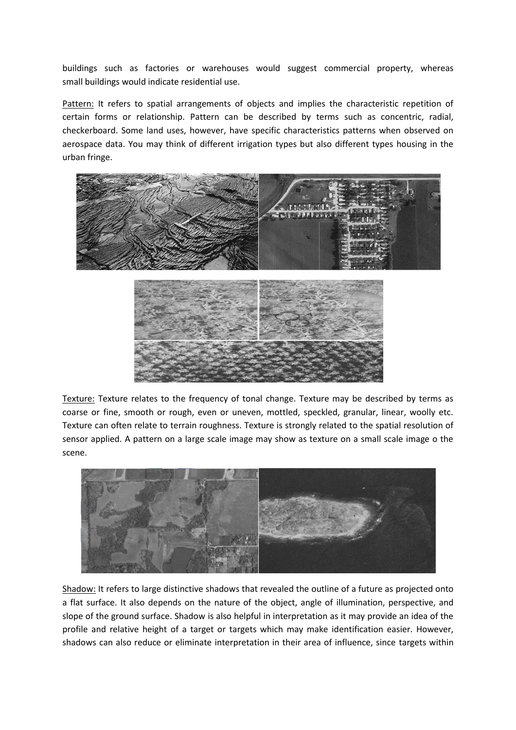buildings such as factories or warehouses would suggest commercial property, whereas small buildings would indicate residential use.

<u>Pattern:</u> It refers to spatial arrangements of objects and implies the characteristic repetition of certain forms or relationship. Pattern can be described by terms such as concentric, radial, checkerboard. Some land uses, however, have specific characteristics patterns when observed on aerospace data. You may think of different irrigation types but also different types housing in the urban fringe.

<u>Texture:</u> Texture relates to the frequency of tonal change. Texture may be described by terms as coarse or fine, smooth or rough, even or uneven, mottled, speckled, granular, linear, woolly etc. Texture can often relate to terrain roughness. Texture is strongly related to the spatial resolution of sensor applied. A pattern on a large scale image may show as texture on a small scale image o the scene.

<u>Shadow:</u> It refers to large distinctive shadows that revealed the outline of a future as projected onto a flat surface. It also depends on the nature of the object, angle of illumination, perspective, and slope of the ground surface. Shadow is also helpful in interpretation as it may provide an idea of the profile and relative height of a target or targets which may make identification easier. However, shadows can also reduce or eliminate interpretation in their area of influence, since targets within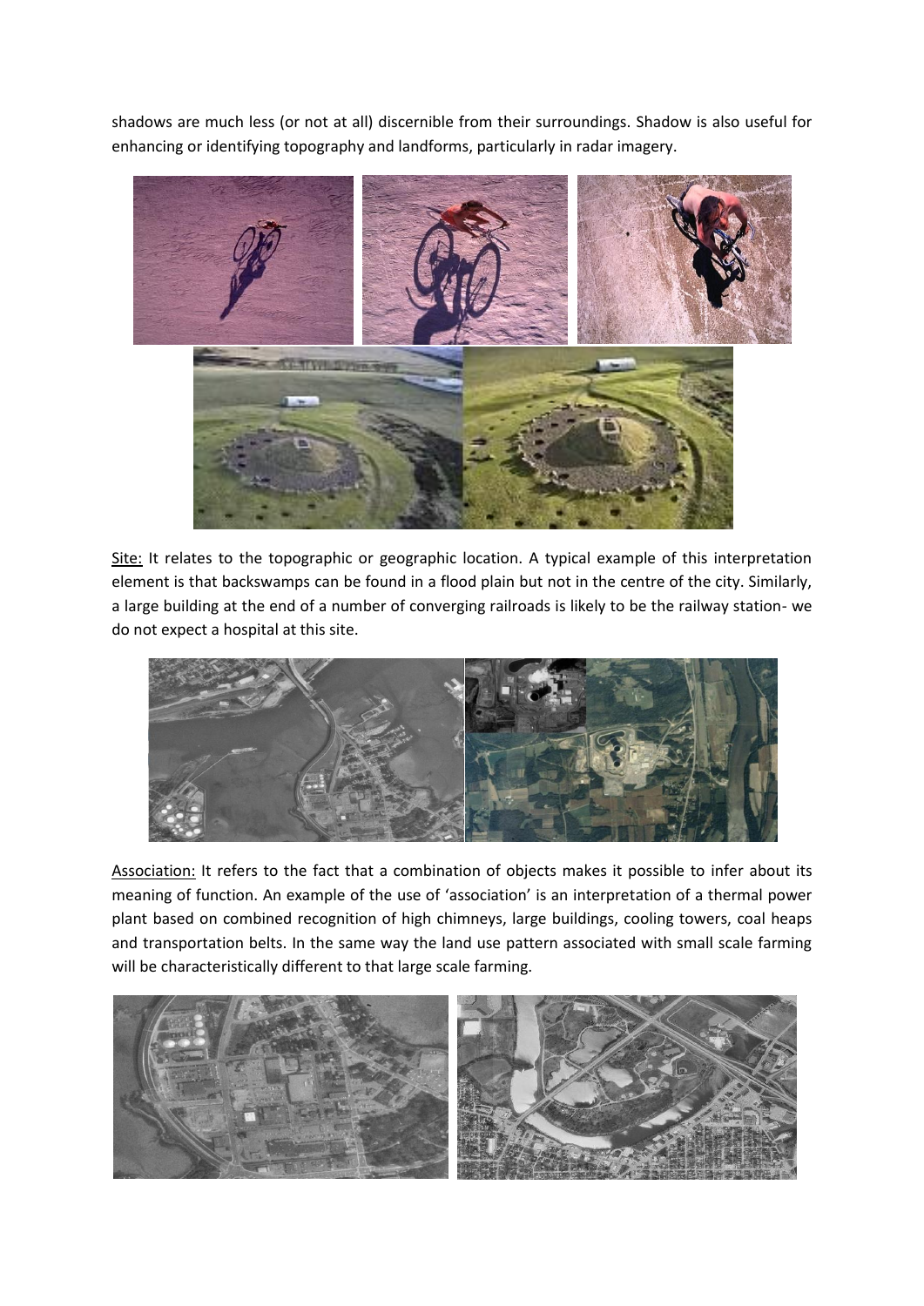shadows are much less (or not at all) discernible from their surroundings. Shadow is also useful for enhancing or identifying topography and landforms, particularly in radar imagery.

Site: It relates to the topographic or geographic location. A typical example of this interpretation element is that backswamps can be found in a flood plain but not in the centre of the city. Similarly, a large building at the end of a number of converging railroads is likely to be the railway station- we do not expect a hospital at this site.

Association: It refers to the fact that a combination of objects makes it possible to infer about its meaning of function. An example of the use of 'association' is an interpretation of a thermal power plant based on combined recognition of high chimneys, large buildings, cooling towers, coal heaps and transportation belts. In the same way the land use pattern associated with small scale farming will be characteristically different to that large scale farming.